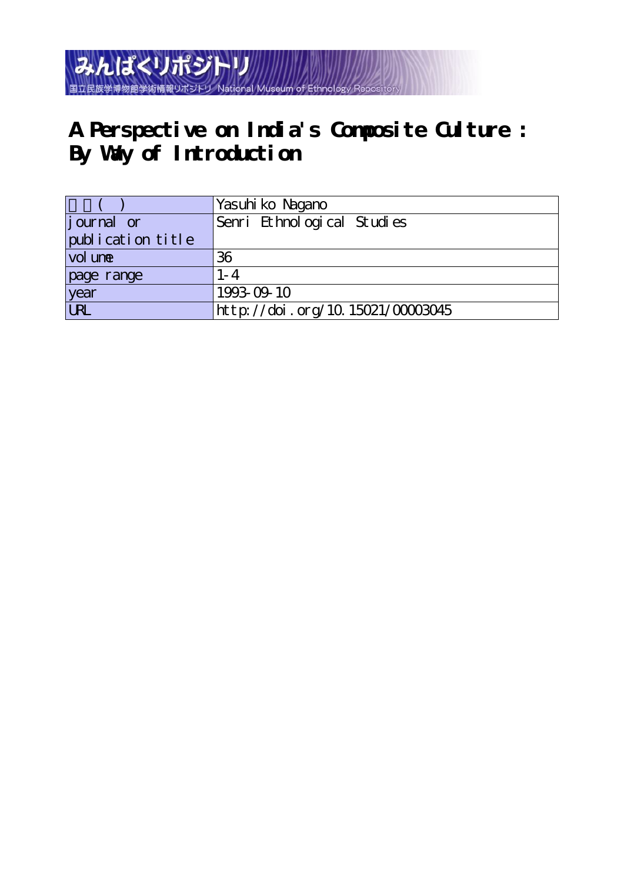みんぱくリポジトリ
国立民族学博物館学術情報リポジトリ National Museum of Ethnology Repository

# A Perspective on India's Composite Culture : By Way of Introduction

| 著者( ) | Yasuhiko Nagano |
|---|---|
| journal or publication title | Senri Ethnological Studies |
| volume | 36 |
| page range | 1-4 |
| year | 1993-09-10 |
| URL | http://doi.org/10.15021/00003045 |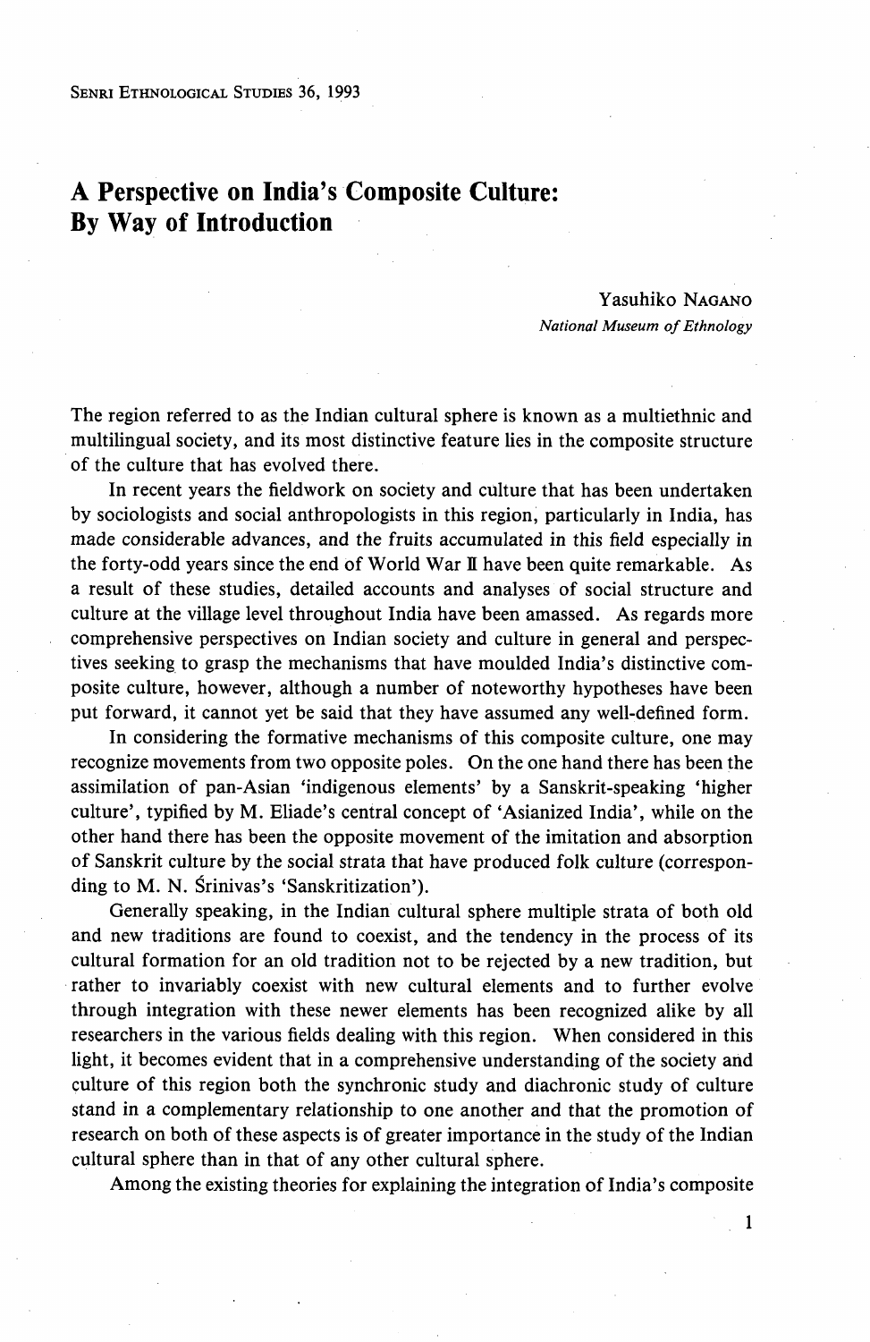# A Perspective on India's Composite Culture: By Way of Introduction

Yasuhiko NAGANO
*National Museum of Ethnology*

The region referred to as the Indian cultural sphere is known as a multiethnic and multilingual society, and its most distinctive feature lies in the composite structure of the culture that has evolved there.

In recent years the fieldwork on society and culture that has been undertaken by sociologists and social anthropologists in this region, particularly in India, has made considerable advances, and the fruits accumulated in this field especially in the forty-odd years since the end of World War II have been quite remarkable. As a result of these studies, detailed accounts and analyses of social structure and culture at the village level throughout India have been amassed. As regards more comprehensive perspectives on Indian society and culture in general and perspectives seeking to grasp the mechanisms that have moulded India's distinctive composite culture, however, although a number of noteworthy hypotheses have been put forward, it cannot yet be said that they have assumed any well-defined form.

In considering the formative mechanisms of this composite culture, one may recognize movements from two opposite poles. On the one hand there has been the assimilation of pan-Asian 'indigenous elements' by a Sanskrit-speaking 'higher culture', typified by M. Eliade's central concept of 'Asianized India', while on the other hand there has been the opposite movement of the imitation and absorption of Sanskrit culture by the social strata that have produced folk culture (corresponding to M. N. Śrinivas's 'Sanskritization').

Generally speaking, in the Indian cultural sphere multiple strata of both old and new traditions are found to coexist, and the tendency in the process of its cultural formation for an old tradition not to be rejected by a new tradition, but rather to invariably coexist with new cultural elements and to further evolve through integration with these newer elements has been recognized alike by all researchers in the various fields dealing with this region. When considered in this light, it becomes evident that in a comprehensive understanding of the society and culture of this region both the synchronic study and diachronic study of culture stand in a complementary relationship to one another and that the promotion of research on both of these aspects is of greater importance in the study of the Indian cultural sphere than in that of any other cultural sphere.

Among the existing theories for explaining the integration of India's composite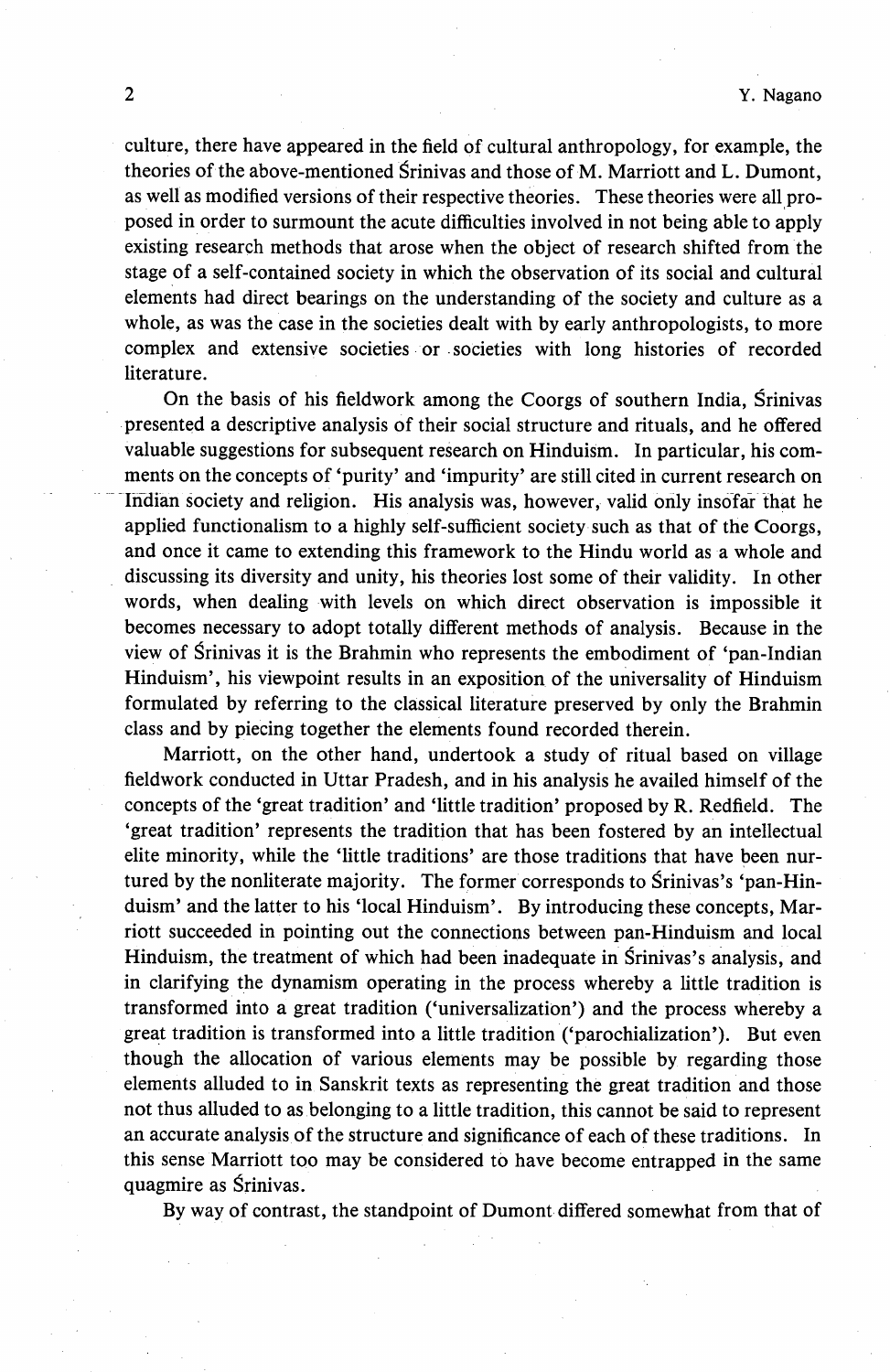culture, there have appeared in the field of cultural anthropology, for example, the theories of the above-mentioned Śrinivas and those of M. Marriott and L. Dumont, as well as modified versions of their respective theories. These theories were all proposed in order to surmount the acute difficulties involved in not being able to apply existing research methods that arose when the object of research shifted from the stage of a self-contained society in which the observation of its social and cultural elements had direct bearings on the understanding of the society and culture as a whole, as was the case in the societies dealt with by early anthropologists, to more complex and extensive societies or societies with long histories of recorded literature.

On the basis of his fieldwork among the Coorgs of southern India, Śrinivas presented a descriptive analysis of their social structure and rituals, and he offered valuable suggestions for subsequent research on Hinduism. In particular, his comments on the concepts of 'purity' and 'impurity' are still cited in current research on Indian society and religion. His analysis was, however, valid only insofar that he applied functionalism to a highly self-sufficient society such as that of the Coorgs, and once it came to extending this framework to the Hindu world as a whole and discussing its diversity and unity, his theories lost some of their validity. In other words, when dealing with levels on which direct observation is impossible it becomes necessary to adopt totally different methods of analysis. Because in the view of Śrinivas it is the Brahmin who represents the embodiment of 'pan-Indian Hinduism', his viewpoint results in an exposition of the universality of Hinduism formulated by referring to the classical literature preserved by only the Brahmin class and by piecing together the elements found recorded therein.

Marriott, on the other hand, undertook a study of ritual based on village fieldwork conducted in Uttar Pradesh, and in his analysis he availed himself of the concepts of the 'great tradition' and 'little tradition' proposed by R. Redfield. The 'great tradition' represents the tradition that has been fostered by an intellectual elite minority, while the 'little traditions' are those traditions that have been nurtured by the nonliterate majority. The former corresponds to Śrinivas's 'pan-Hinduism' and the latter to his 'local Hinduism'. By introducing these concepts, Marriott succeeded in pointing out the connections between pan-Hinduism and local Hinduism, the treatment of which had been inadequate in Śrinivas's analysis, and in clarifying the dynamism operating in the process whereby a little tradition is transformed into a great tradition ('universalization') and the process whereby a great tradition is transformed into a little tradition ('parochialization'). But even though the allocation of various elements may be possible by regarding those elements alluded to in Sanskrit texts as representing the great tradition and those not thus alluded to as belonging to a little tradition, this cannot be said to represent an accurate analysis of the structure and significance of each of these traditions. In this sense Marriott too may be considered to have become entrapped in the same quagmire as Śrinivas.

By way of contrast, the standpoint of Dumont differed somewhat from that of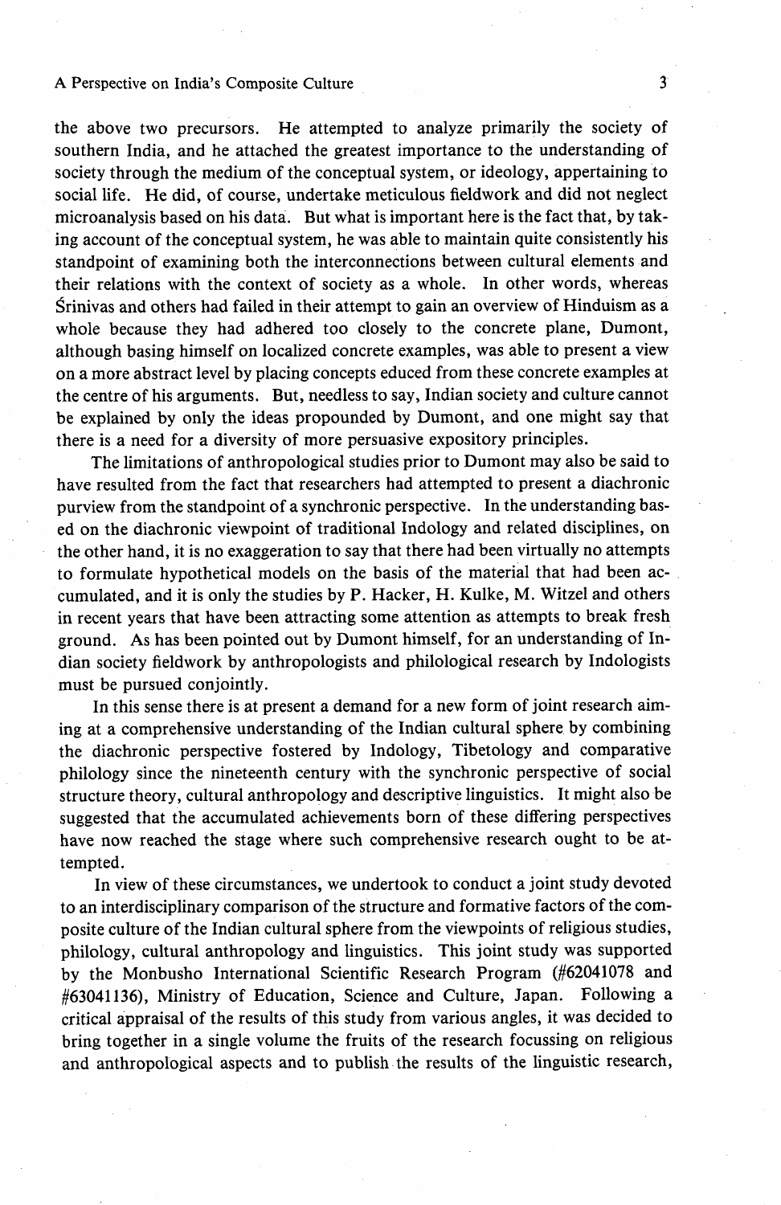the above two precursors. He attempted to analyze primarily the society of southern India, and he attached the greatest importance to the understanding of society through the medium of the conceptual system, or ideology, appertaining to social life. He did, of course, undertake meticulous fieldwork and did not neglect microanalysis based on his data. But what is important here is the fact that, by taking account of the conceptual system, he was able to maintain quite consistently his standpoint of examining both the interconnections between cultural elements and their relations with the context of society as a whole. In other words, whereas Śrinivas and others had failed in their attempt to gain an overview of Hinduism as a whole because they had adhered too closely to the concrete plane, Dumont, although basing himself on localized concrete examples, was able to present a view on a more abstract level by placing concepts educed from these concrete examples at the centre of his arguments. But, needless to say, Indian society and culture cannot be explained by only the ideas propounded by Dumont, and one might say that there is a need for a diversity of more persuasive expository principles.

The limitations of anthropological studies prior to Dumont may also be said to have resulted from the fact that researchers had attempted to present a diachronic purview from the standpoint of a synchronic perspective. In the understanding based on the diachronic viewpoint of traditional Indology and related disciplines, on the other hand, it is no exaggeration to say that there had been virtually no attempts to formulate hypothetical models on the basis of the material that had been accumulated, and it is only the studies by P. Hacker, H. Kulke, M. Witzel and others in recent years that have been attracting some attention as attempts to break fresh ground. As has been pointed out by Dumont himself, for an understanding of Indian society fieldwork by anthropologists and philological research by Indologists must be pursued conjointly.

In this sense there is at present a demand for a new form of joint research aiming at a comprehensive understanding of the Indian cultural sphere by combining the diachronic perspective fostered by Indology, Tibetology and comparative philology since the nineteenth century with the synchronic perspective of social structure theory, cultural anthropology and descriptive linguistics. It might also be suggested that the accumulated achievements born of these differing perspectives have now reached the stage where such comprehensive research ought to be attempted.

In view of these circumstances, we undertook to conduct a joint study devoted to an interdisciplinary comparison of the structure and formative factors of the composite culture of the Indian cultural sphere from the viewpoints of religious studies, philology, cultural anthropology and linguistics. This joint study was supported by the Monbusho International Scientific Research Program (#62041078 and #63041136), Ministry of Education, Science and Culture, Japan. Following a critical appraisal of the results of this study from various angles, it was decided to bring together in a single volume the fruits of the research focussing on religious and anthropological aspects and to publish the results of the linguistic research,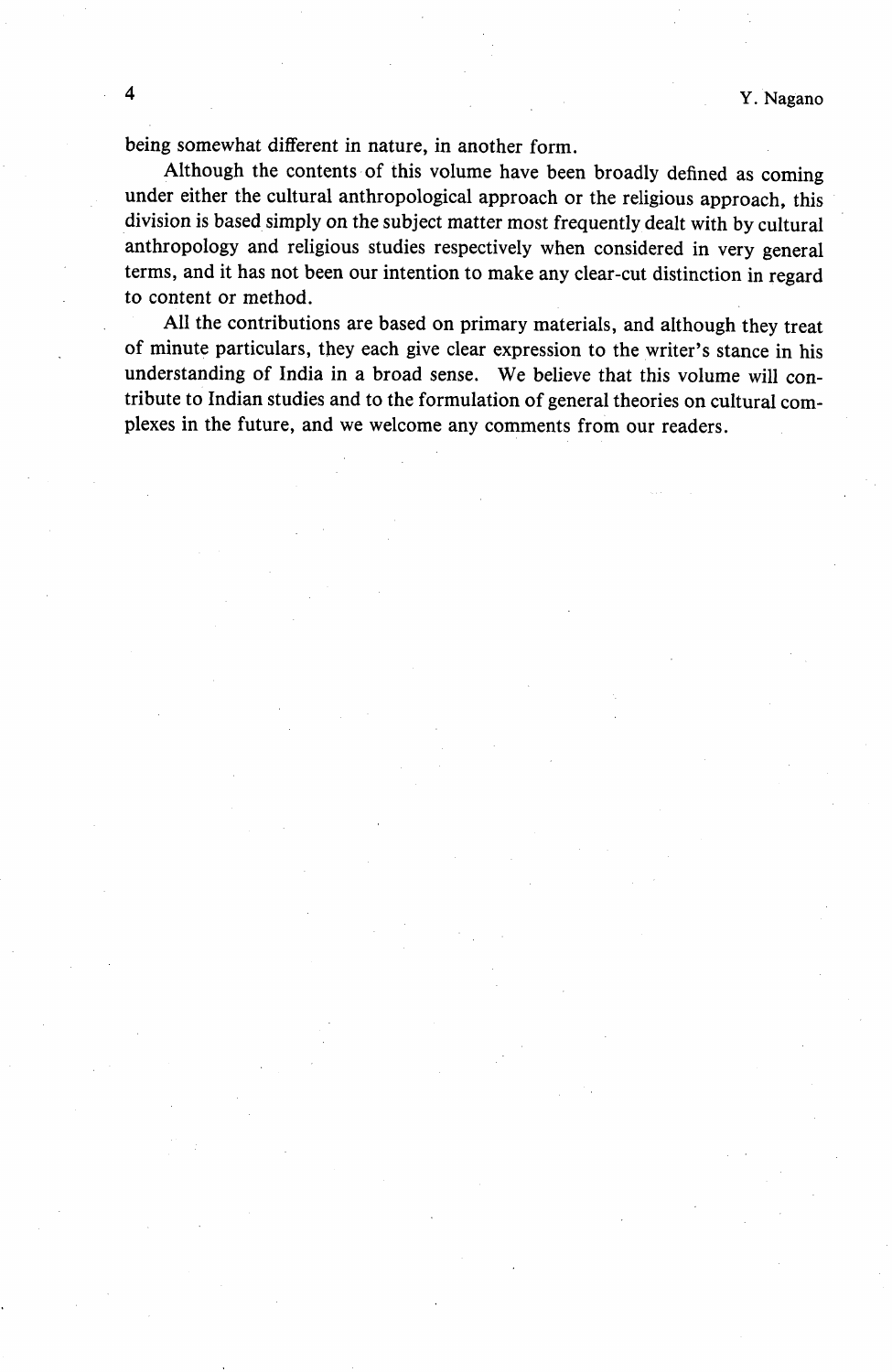being somewhat different in nature, in another form.

Although the contents of this volume have been broadly defined as coming under either the cultural anthropological approach or the religious approach, this division is based simply on the subject matter most frequently dealt with by cultural anthropology and religious studies respectively when considered in very general terms, and it has not been our intention to make any clear-cut distinction in regard to content or method.

All the contributions are based on primary materials, and although they treat of minute particulars, they each give clear expression to the writer's stance in his understanding of India in a broad sense. We believe that this volume will contribute to Indian studies and to the formulation of general theories on cultural complexes in the future, and we welcome any comments from our readers.